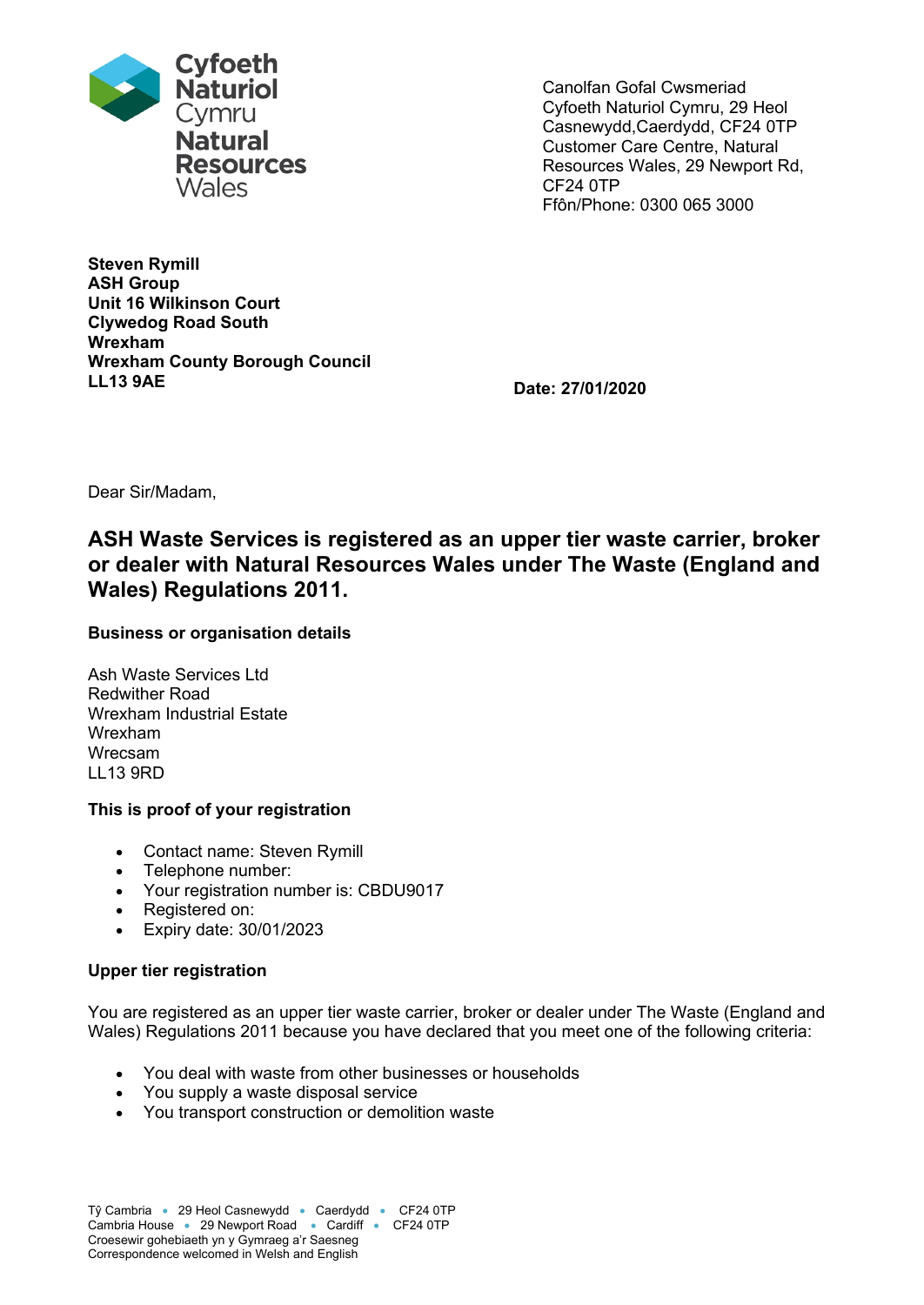Cyfoeth Naturiol Cymru
Natural Resources Wales

Canolfan Gofal Cwsmeriad
Cyfoeth Naturiol Cymru, 29 Heol Casnewydd,Caerdydd, CF24 0TP
Customer Care Centre, Natural Resources Wales, 29 Newport Rd, CF24 0TP
Ffôn/Phone: 0300 065 3000

**Steven Rymill**
**ASH Group**
**Unit 16 Wilkinson Court**
**Clywedog Road South**
**Wrexham**
**Wrexham County Borough Council**
**LL13 9AE**

**Date: 27/01/2020**

Dear Sir/Madam,

## ASH Waste Services is registered as an upper tier waste carrier, broker or dealer with Natural Resources Wales under The Waste (England and Wales) Regulations 2011.

### Business or organisation details

Ash Waste Services Ltd
Redwither Road
Wrexham Industrial Estate
Wrexham
Wrecsam
LL13 9RD

### This is proof of your registration

- Contact name: Steven Rymill
- Telephone number:
- Your registration number is: CBDU9017
- Registered on:
- Expiry date: 30/01/2023

### Upper tier registration

You are registered as an upper tier waste carrier, broker or dealer under The Waste (England and Wales) Regulations 2011 because you have declared that you meet one of the following criteria:

- You deal with waste from other businesses or households
- You supply a waste disposal service
- You transport construction or demolition waste

Tŷ Cambria • 29 Heol Casnewydd • Caerdydd • CF24 0TP
Cambria House • 29 Newport Road • Cardiff • CF24 0TP
Croesewir gohebiaeth yn y Gymraeg a'r Saesneg
Correspondence welcomed in Welsh and English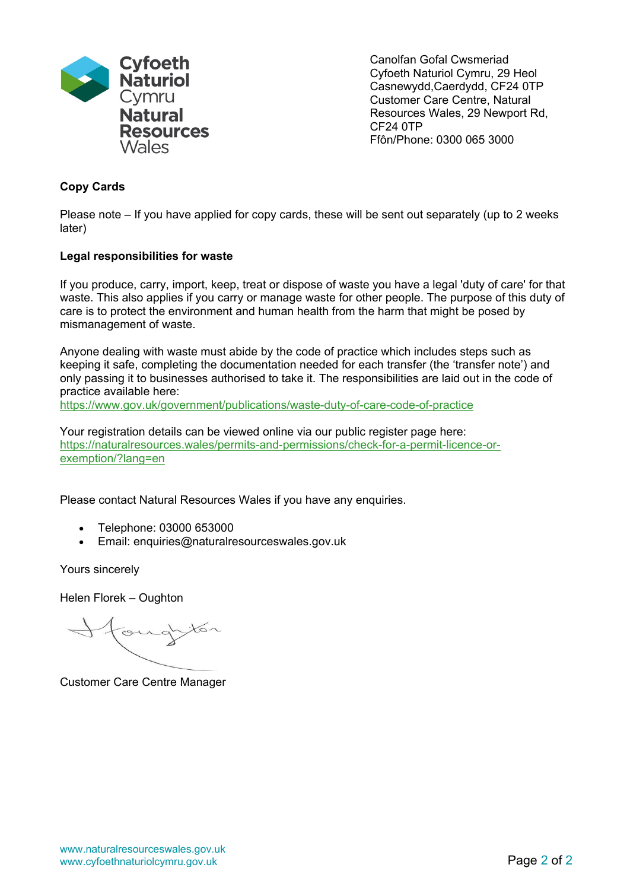Canolfan Gofal Cwsmeriad
Cyfoeth Naturiol Cymru, 29 Heol Casnewydd,Caerdydd, CF24 0TP
Customer Care Centre, Natural Resources Wales, 29 Newport Rd, CF24 0TP
Ffôn/Phone: 0300 065 3000

**Copy Cards**

Please note – If you have applied for copy cards, these will be sent out separately (up to 2 weeks later)

**Legal responsibilities for waste**

If you produce, carry, import, keep, treat or dispose of waste you have a legal 'duty of care' for that waste. This also applies if you carry or manage waste for other people. The purpose of this duty of care is to protect the environment and human health from the harm that might be posed by mismanagement of waste.

Anyone dealing with waste must abide by the code of practice which includes steps such as keeping it safe, completing the documentation needed for each transfer (the 'transfer note') and only passing it to businesses authorised to take it. The responsibilities are laid out in the code of practice available here:
https://www.gov.uk/government/publications/waste-duty-of-care-code-of-practice

Your registration details can be viewed online via our public register page here:
https://naturalresources.wales/permits-and-permissions/check-for-a-permit-licence-or-exemption/?lang=en

Please contact Natural Resources Wales if you have any enquiries.

- Telephone: 03000 653000
- Email: enquiries@naturalresourceswales.gov.uk

Yours sincerely

Helen Florek – Oughton

Customer Care Centre Manager

www.naturalresourceswales.gov.uk
www.cyfoethnaturiolcymru.gov.uk